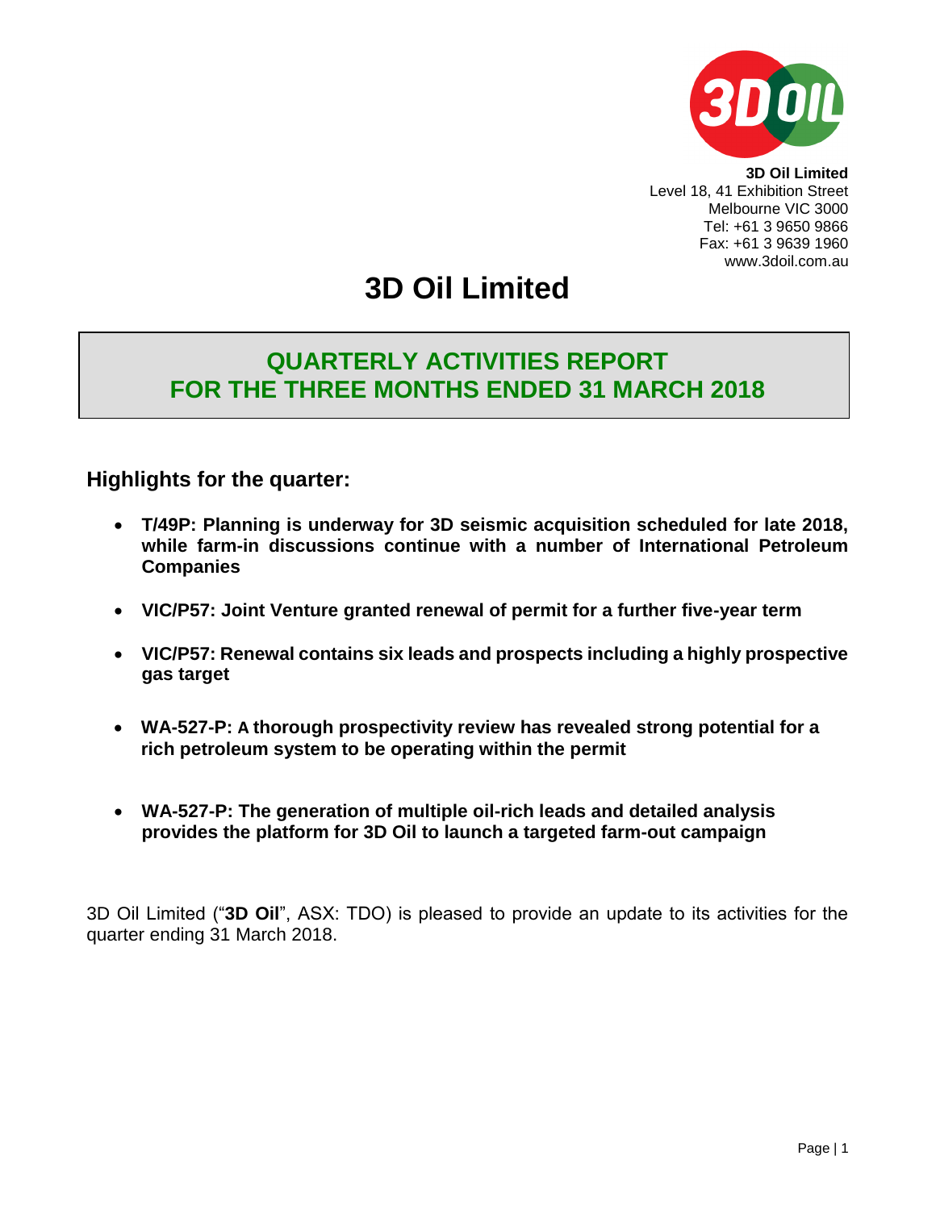**3D Oil Limited**
Level 18, 41 Exhibition Street
Melbourne VIC 3000
Tel: +61 3 9650 9866
Fax: +61 3 9639 1960
www.3doil.com.au

# 3D Oil Limited

## QUARTERLY ACTIVITIES REPORT FOR THE THREE MONTHS ENDED 31 MARCH 2018

### Highlights for the quarter:

- **T/49P: Planning is underway for 3D seismic acquisition scheduled for late 2018, while farm-in discussions continue with a number of International Petroleum Companies**
- **VIC/P57: Joint Venture granted renewal of permit for a further five-year term**
- **VIC/P57: Renewal contains six leads and prospects including a highly prospective gas target**
- **WA-527-P: A thorough prospectivity review has revealed strong potential for a rich petroleum system to be operating within the permit**
- **WA-527-P: The generation of multiple oil-rich leads and detailed analysis provides the platform for 3D Oil to launch a targeted farm-out campaign**

3D Oil Limited ("**3D Oil**", ASX: TDO) is pleased to provide an update to its activities for the quarter ending 31 March 2018.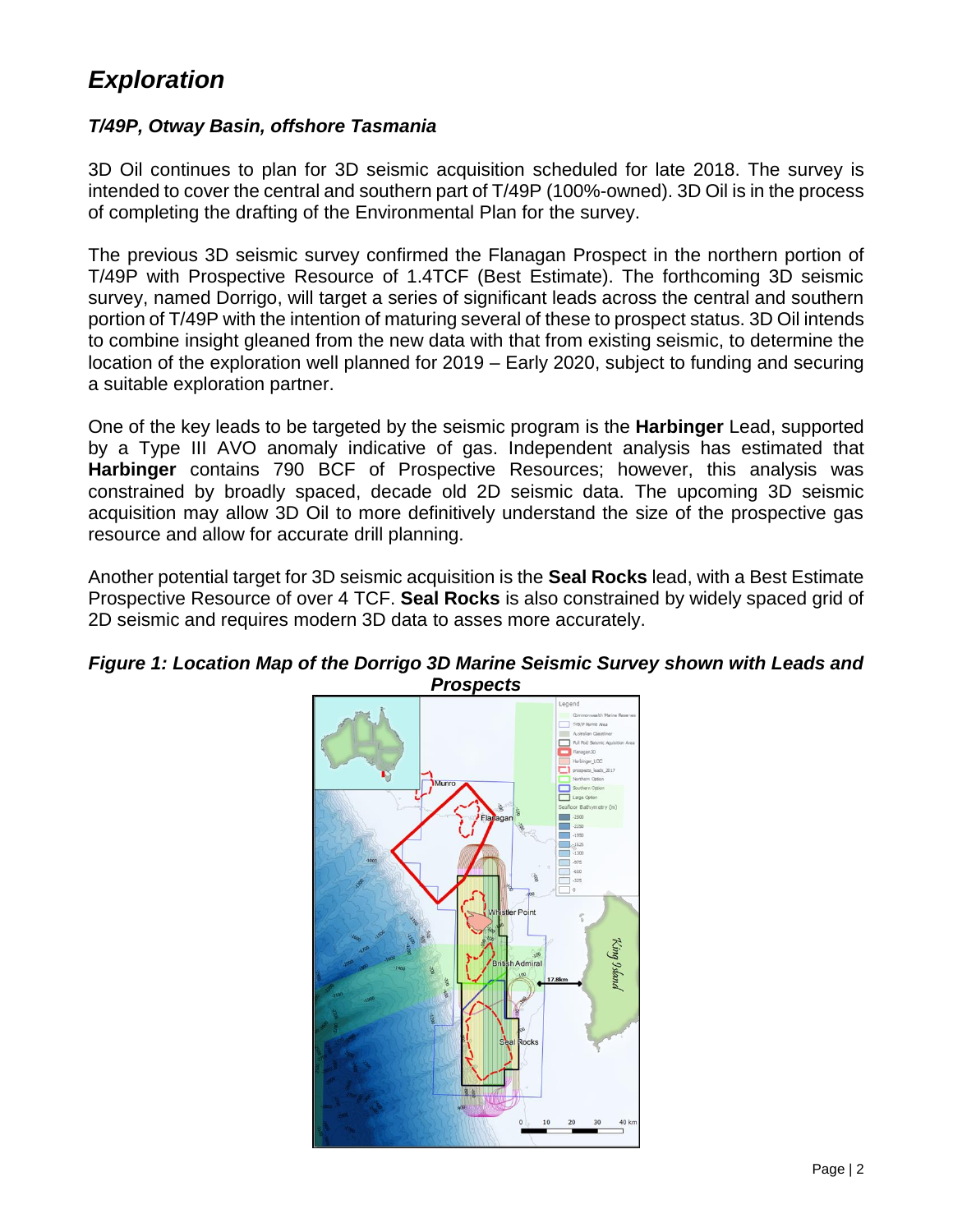# Exploration

### T/49P, Otway Basin, offshore Tasmania

3D Oil continues to plan for 3D seismic acquisition scheduled for late 2018. The survey is intended to cover the central and southern part of T/49P (100%-owned). 3D Oil is in the process of completing the drafting of the Environmental Plan for the survey.

The previous 3D seismic survey confirmed the Flanagan Prospect in the northern portion of T/49P with Prospective Resource of 1.4TCF (Best Estimate). The forthcoming 3D seismic survey, named Dorrigo, will target a series of significant leads across the central and southern portion of T/49P with the intention of maturing several of these to prospect status. 3D Oil intends to combine insight gleaned from the new data with that from existing seismic, to determine the location of the exploration well planned for 2019 – Early 2020, subject to funding and securing a suitable exploration partner.

One of the key leads to be targeted by the seismic program is the **Harbinger** Lead, supported by a Type III AVO anomaly indicative of gas. Independent analysis has estimated that **Harbinger** contains 790 BCF of Prospective Resources; however, this analysis was constrained by broadly spaced, decade old 2D seismic data. The upcoming 3D seismic acquisition may allow 3D Oil to more definitively understand the size of the prospective gas resource and allow for accurate drill planning.

Another potential target for 3D seismic acquisition is the **Seal Rocks** lead, with a Best Estimate Prospective Resource of over 4 TCF. **Seal Rocks** is also constrained by widely spaced grid of 2D seismic and requires modern 3D data to asses more accurately.

***Figure 1: Location Map of the Dorrigo 3D Marine Seismic Survey shown with Leads and Prospects***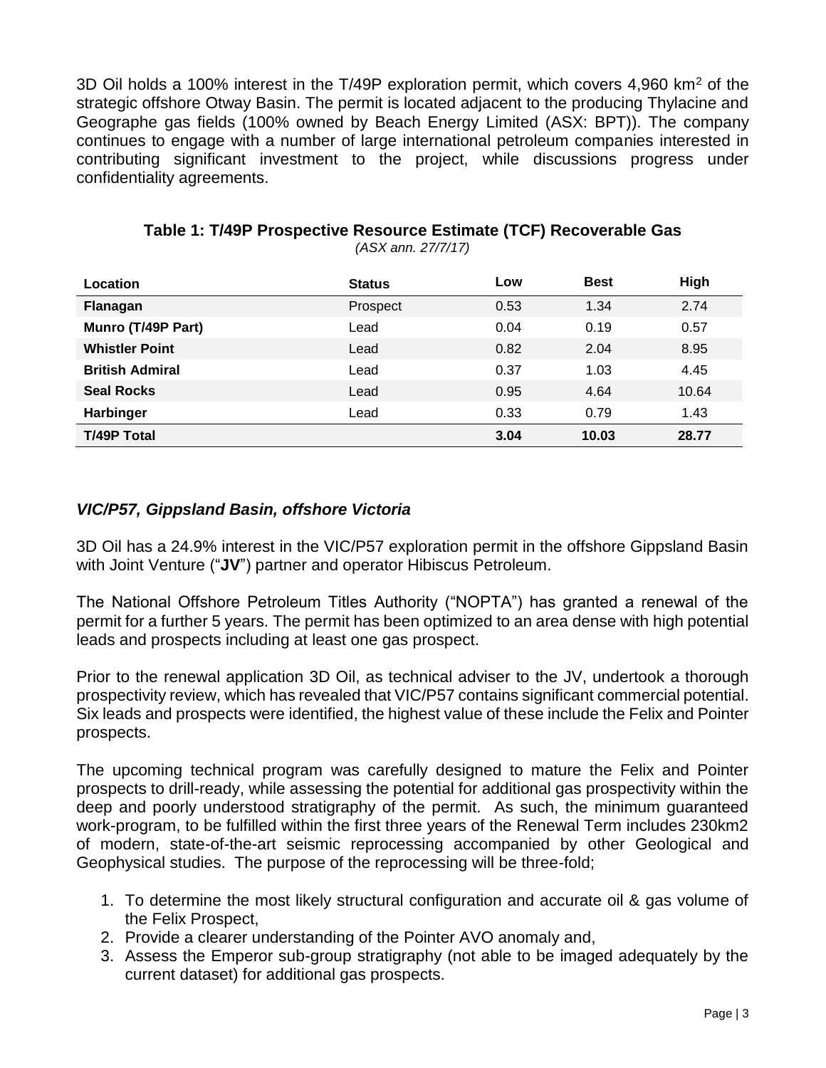3D Oil holds a 100% interest in the T/49P exploration permit, which covers 4,960 km$^2$ of the strategic offshore Otway Basin. The permit is located adjacent to the producing Thylacine and Geographe gas fields (100% owned by Beach Energy Limited (ASX: BPT)). The company continues to engage with a number of large international petroleum companies interested in contributing significant investment to the project, while discussions progress under confidentiality agreements.

**Table 1: T/49P Prospective Resource Estimate (TCF) Recoverable Gas**

*(ASX ann. 27/7/17)*

| Location | Status | Low | Best | High |
|---|---|---|---|---|
| **Flanagan** | Prospect | 0.53 | 1.34 | 2.74 |
| **Munro (T/49P Part)** | Lead | 0.04 | 0.19 | 0.57 |
| **Whistler Point** | Lead | 0.82 | 2.04 | 8.95 |
| **British Admiral** | Lead | 0.37 | 1.03 | 4.45 |
| **Seal Rocks** | Lead | 0.95 | 4.64 | 10.64 |
| **Harbinger** | Lead | 0.33 | 0.79 | 1.43 |
| **T/49P Total** | | **3.04** | **10.03** | **28.77** |

### *VIC/P57, Gippsland Basin, offshore Victoria*

3D Oil has a 24.9% interest in the VIC/P57 exploration permit in the offshore Gippsland Basin with Joint Venture ("**JV**") partner and operator Hibiscus Petroleum.

The National Offshore Petroleum Titles Authority ("NOPTA") has granted a renewal of the permit for a further 5 years. The permit has been optimized to an area dense with high potential leads and prospects including at least one gas prospect.

Prior to the renewal application 3D Oil, as technical adviser to the JV, undertook a thorough prospectivity review, which has revealed that VIC/P57 contains significant commercial potential. Six leads and prospects were identified, the highest value of these include the Felix and Pointer prospects.

The upcoming technical program was carefully designed to mature the Felix and Pointer prospects to drill-ready, while assessing the potential for additional gas prospectivity within the deep and poorly understood stratigraphy of the permit. As such, the minimum guaranteed work-program, to be fulfilled within the first three years of the Renewal Term includes 230km2 of modern, state-of-the-art seismic reprocessing accompanied by other Geological and Geophysical studies. The purpose of the reprocessing will be three-fold;

1. To determine the most likely structural configuration and accurate oil & gas volume of the Felix Prospect,
2. Provide a clearer understanding of the Pointer AVO anomaly and,
3. Assess the Emperor sub-group stratigraphy (not able to be imaged adequately by the current dataset) for additional gas prospects.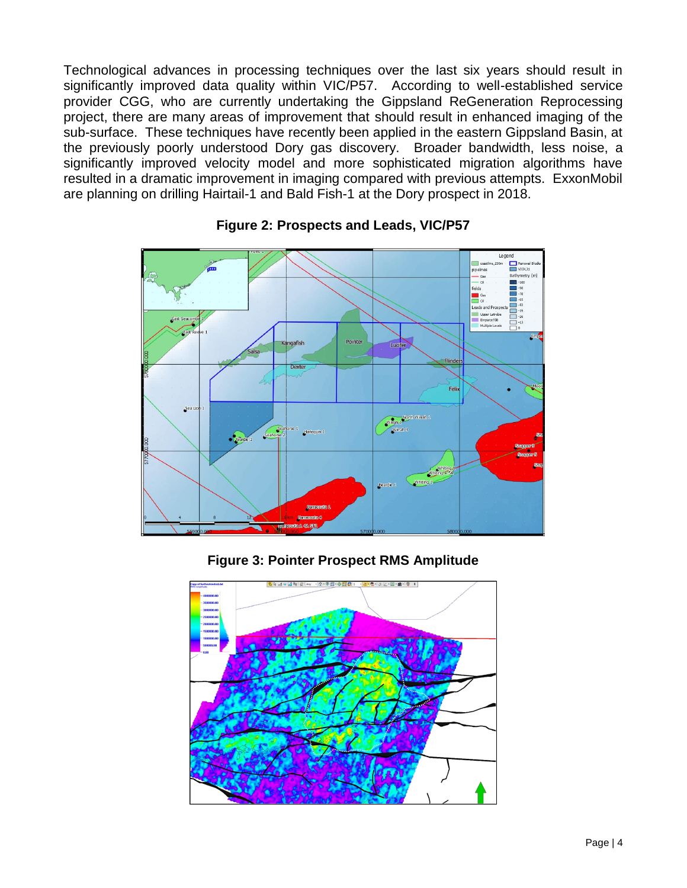Technological advances in processing techniques over the last six years should result in significantly improved data quality within VIC/P57. According to well-established service provider CGG, who are currently undertaking the Gippsland ReGeneration Reprocessing project, there are many areas of improvement that should result in enhanced imaging of the sub-surface. These techniques have recently been applied in the eastern Gippsland Basin, at the previously poorly understood Dory gas discovery. Broader bandwidth, less noise, a significantly improved velocity model and more sophisticated migration algorithms have resulted in a dramatic improvement in imaging compared with previous attempts. ExxonMobil are planning on drilling Hairtail-1 and Bald Fish-1 at the Dory prospect in 2018.

**Figure 2: Prospects and Leads, VIC/P57**

**Figure 3: Pointer Prospect RMS Amplitude**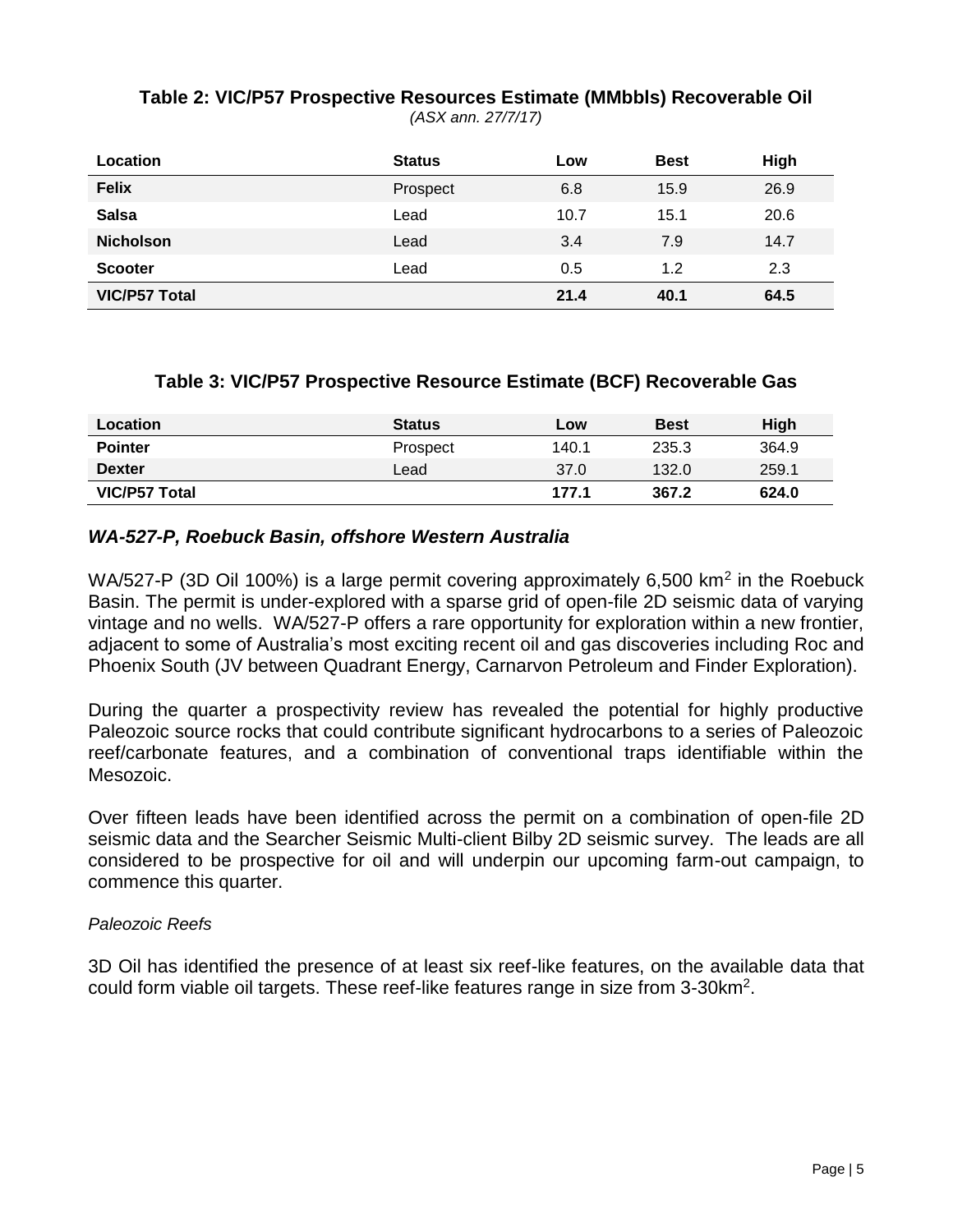**Table 2: VIC/P57 Prospective Resources Estimate (MMbbls) Recoverable Oil**

*(ASX ann. 27/7/17)*

| Location | Status | Low | Best | High |
|---|---|---|---|---|
| **Felix** | Prospect | 6.8 | 15.9 | 26.9 |
| **Salsa** | Lead | 10.7 | 15.1 | 20.6 |
| **Nicholson** | Lead | 3.4 | 7.9 | 14.7 |
| **Scooter** | Lead | 0.5 | 1.2 | 2.3 |
| **VIC/P57 Total** | | **21.4** | **40.1** | **64.5** |

**Table 3: VIC/P57 Prospective Resource Estimate (BCF) Recoverable Gas**

| Location | Status | Low | Best | High |
|---|---|---|---|---|
| **Pointer** | Prospect | 140.1 | 235.3 | 364.9 |
| **Dexter** | Lead | 37.0 | 132.0 | 259.1 |
| **VIC/P57 Total** | | **177.1** | **367.2** | **624.0** |

### *WA-527-P, Roebuck Basin, offshore Western Australia*

WA/527-P (3D Oil 100%) is a large permit covering approximately 6,500 km$^2$ in the Roebuck Basin. The permit is under-explored with a sparse grid of open-file 2D seismic data of varying vintage and no wells. WA/527-P offers a rare opportunity for exploration within a new frontier, adjacent to some of Australia's most exciting recent oil and gas discoveries including Roc and Phoenix South (JV between Quadrant Energy, Carnarvon Petroleum and Finder Exploration).

During the quarter a prospectivity review has revealed the potential for highly productive Paleozoic source rocks that could contribute significant hydrocarbons to a series of Paleozoic reef/carbonate features, and a combination of conventional traps identifiable within the Mesozoic.

Over fifteen leads have been identified across the permit on a combination of open-file 2D seismic data and the Searcher Seismic Multi-client Bilby 2D seismic survey. The leads are all considered to be prospective for oil and will underpin our upcoming farm-out campaign, to commence this quarter.

*Paleozoic Reefs*

3D Oil has identified the presence of at least six reef-like features, on the available data that could form viable oil targets. These reef-like features range in size from 3-30km$^2$.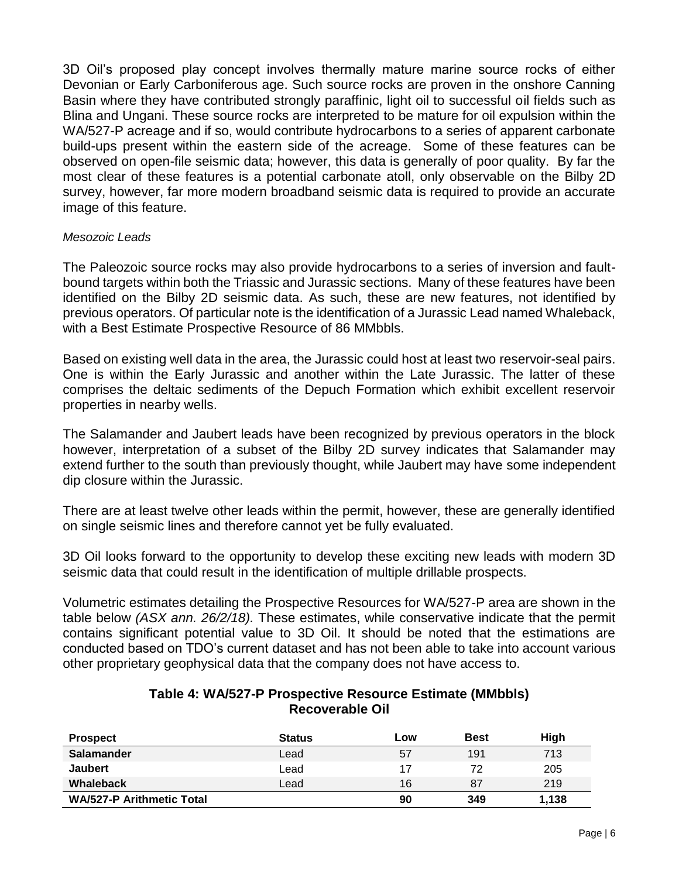3D Oil's proposed play concept involves thermally mature marine source rocks of either Devonian or Early Carboniferous age. Such source rocks are proven in the onshore Canning Basin where they have contributed strongly paraffinic, light oil to successful oil fields such as Blina and Ungani. These source rocks are interpreted to be mature for oil expulsion within the WA/527-P acreage and if so, would contribute hydrocarbons to a series of apparent carbonate build-ups present within the eastern side of the acreage. Some of these features can be observed on open-file seismic data; however, this data is generally of poor quality. By far the most clear of these features is a potential carbonate atoll, only observable on the Bilby 2D survey, however, far more modern broadband seismic data is required to provide an accurate image of this feature.

*Mesozoic Leads*

The Paleozoic source rocks may also provide hydrocarbons to a series of inversion and fault-bound targets within both the Triassic and Jurassic sections. Many of these features have been identified on the Bilby 2D seismic data. As such, these are new features, not identified by previous operators. Of particular note is the identification of a Jurassic Lead named Whaleback, with a Best Estimate Prospective Resource of 86 MMbbls.

Based on existing well data in the area, the Jurassic could host at least two reservoir-seal pairs. One is within the Early Jurassic and another within the Late Jurassic. The latter of these comprises the deltaic sediments of the Depuch Formation which exhibit excellent reservoir properties in nearby wells.

The Salamander and Jaubert leads have been recognized by previous operators in the block however, interpretation of a subset of the Bilby 2D survey indicates that Salamander may extend further to the south than previously thought, while Jaubert may have some independent dip closure within the Jurassic.

There are at least twelve other leads within the permit, however, these are generally identified on single seismic lines and therefore cannot yet be fully evaluated.

3D Oil looks forward to the opportunity to develop these exciting new leads with modern 3D seismic data that could result in the identification of multiple drillable prospects.

Volumetric estimates detailing the Prospective Resources for WA/527-P area are shown in the table below *(ASX ann. 26/2/18).* These estimates, while conservative indicate that the permit contains significant potential value to 3D Oil. It should be noted that the estimations are conducted based on TDO's current dataset and has not been able to take into account various other proprietary geophysical data that the company does not have access to.

**Table 4: WA/527-P Prospective Resource Estimate (MMbbls) Recoverable Oil**

| Prospect | Status | Low | Best | High |
|---|---|---|---|---|
| **Salamander** | Lead | 57 | 191 | 713 |
| **Jaubert** | Lead | 17 | 72 | 205 |
| **Whaleback** | Lead | 16 | 87 | 219 |
| **WA/527-P Arithmetic Total** | | **90** | **349** | **1,138** |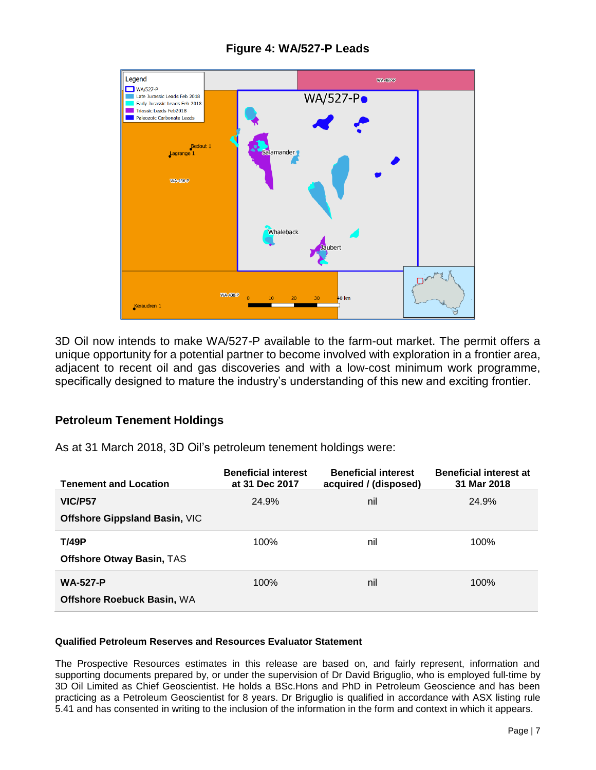**Figure 4: WA/527-P Leads**

3D Oil now intends to make WA/527-P available to the farm-out market. The permit offers a unique opportunity for a potential partner to become involved with exploration in a frontier area, adjacent to recent oil and gas discoveries and with a low-cost minimum work programme, specifically designed to mature the industry's understanding of this new and exciting frontier.

## Petroleum Tenement Holdings

As at 31 March 2018, 3D Oil's petroleum tenement holdings were:

| Tenement and Location | Beneficial interest at 31 Dec 2017 | Beneficial interest acquired / (disposed) | Beneficial interest at 31 Mar 2018 |
|---|---|---|---|
| **VIC/P57**<br>**Offshore Gippsland Basin,** VIC | 24.9% | nil | 24.9% |
| **T/49P**<br>**Offshore Otway Basin,** TAS | 100% | nil | 100% |
| **WA-527-P**<br>**Offshore Roebuck Basin,** WA | 100% | nil | 100% |

#### Qualified Petroleum Reserves and Resources Evaluator Statement

The Prospective Resources estimates in this release are based on, and fairly represent, information and supporting documents prepared by, or under the supervision of Dr David Briguglio, who is employed full-time by 3D Oil Limited as Chief Geoscientist. He holds a BSc.Hons and PhD in Petroleum Geoscience and has been practicing as a Petroleum Geoscientist for 8 years. Dr Briguglio is qualified in accordance with ASX listing rule 5.41 and has consented in writing to the inclusion of the information in the form and context in which it appears.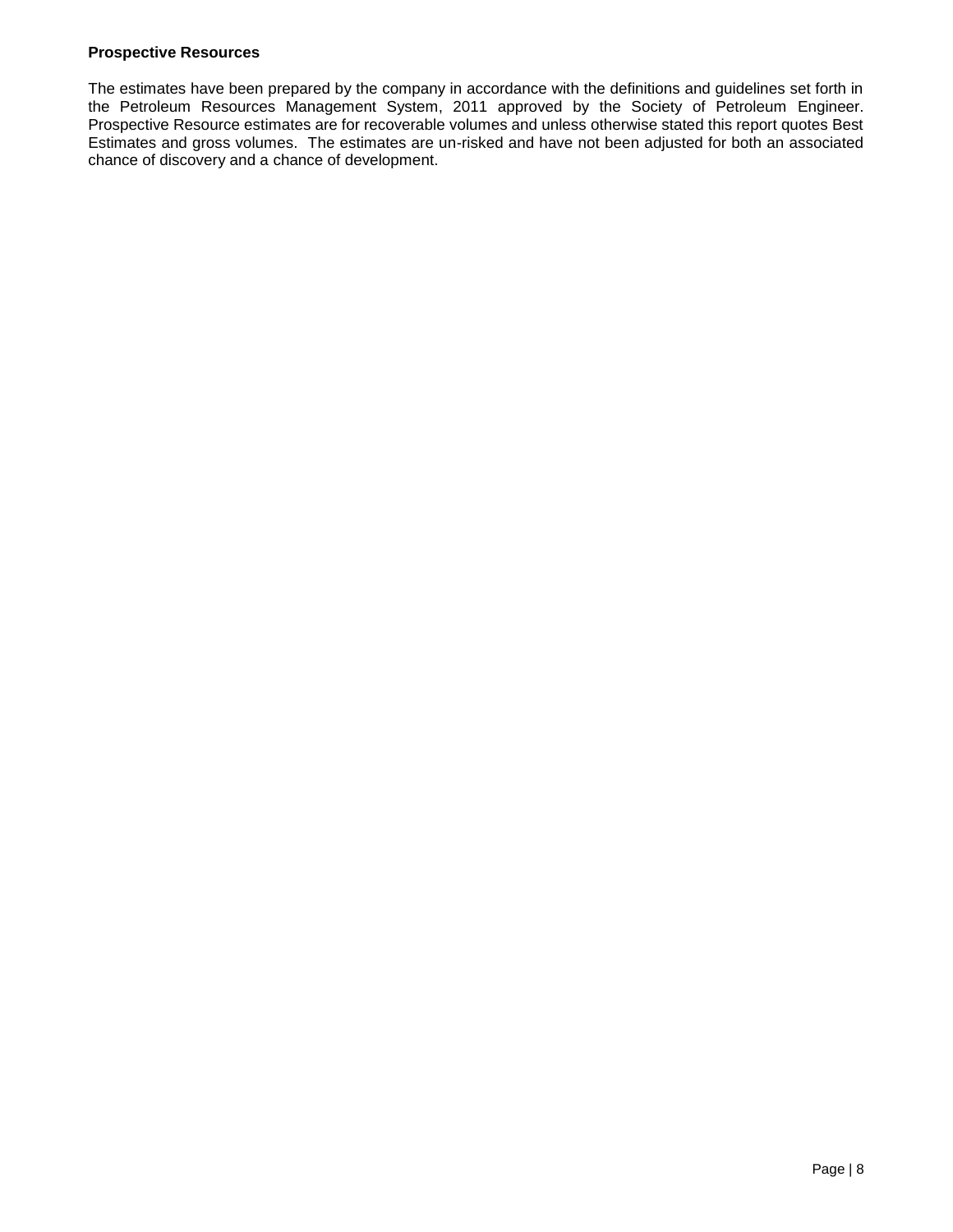**Prospective Resources**

The estimates have been prepared by the company in accordance with the definitions and guidelines set forth in the Petroleum Resources Management System, 2011 approved by the Society of Petroleum Engineer. Prospective Resource estimates are for recoverable volumes and unless otherwise stated this report quotes Best Estimates and gross volumes. The estimates are un-risked and have not been adjusted for both an associated chance of discovery and a chance of development.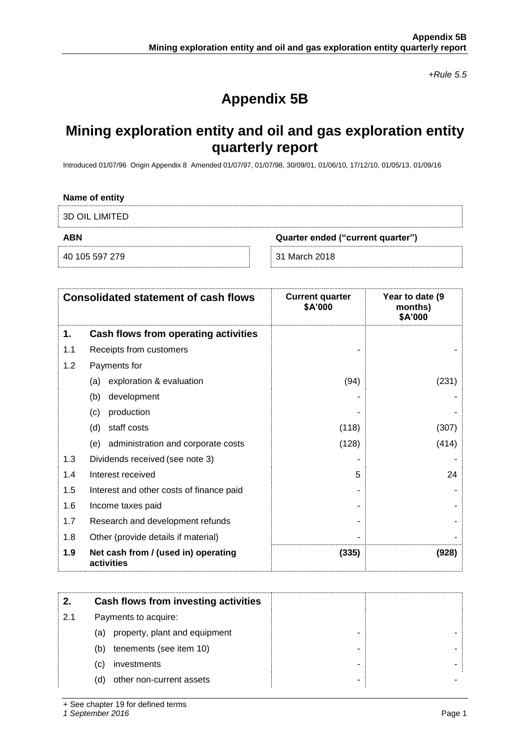*+Rule 5.5*

# Appendix 5B

## Mining exploration entity and oil and gas exploration entity quarterly report

Introduced 01/07/96 Origin Appendix 8 Amended 01/07/97, 01/07/98, 30/09/01, 01/06/10, 17/12/10, 01/05/13, 01/09/16

**Name of entity**

3D OIL LIMITED

| **ABN** | **Quarter ended ("current quarter")** |
|---|---|
| 40 105 597 279 | 31 March 2018 |

| | **Consolidated statement of cash flows** | **Current quarter $A'000** | **Year to date (9 months) $A'000** |
|---|---|---|---|
| **1.** | **Cash flows from operating activities** | | |
| 1.1 | Receipts from customers | - | - |
| 1.2 | Payments for | | |
| | (a) exploration & evaluation | (94) | (231) |
| | (b) development | - | - |
| | (c) production | - | - |
| | (d) staff costs | (118) | (307) |
| | (e) administration and corporate costs | (128) | (414) |
| 1.3 | Dividends received (see note 3) | - | - |
| 1.4 | Interest received | 5 | 24 |
| 1.5 | Interest and other costs of finance paid | - | - |
| 1.6 | Income taxes paid | - | - |
| 1.7 | Research and development refunds | - | - |
| 1.8 | Other (provide details if material) | - | - |
| **1.9** | **Net cash from / (used in) operating activities** | **(335)** | **(928)** |

| **2.** | **Cash flows from investing activities** | | |
|---|---|---|---|
| 2.1 | Payments to acquire: | | |
| | (a) property, plant and equipment | - | - |
| | (b) tenements (see item 10) | - | - |
| | (c) investments | - | - |
| | (d) other non-current assets | - | - |

+ See chapter 19 for defined terms
*1 September 2016*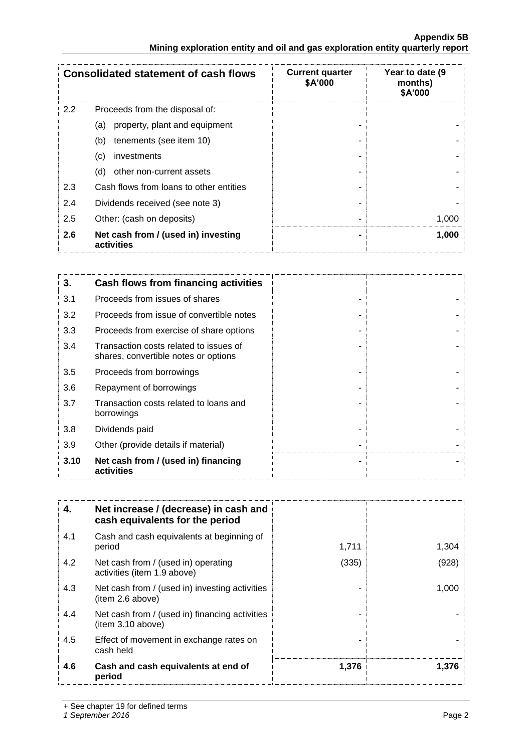| Consolidated statement of cash flows | | Current quarter $A'000 | Year to date (9 months) $A'000 |
|---|---|---|---|
| 2.2 | Proceeds from the disposal of: | | |
| | (a) property, plant and equipment | - | - |
| | (b) tenements (see item 10) | - | - |
| | (c) investments | - | - |
| | (d) other non-current assets | - | - |
| 2.3 | Cash flows from loans to other entities | - | - |
| 2.4 | Dividends received (see note 3) | - | - |
| 2.5 | Other: (cash on deposits) | - | 1,000 |
| **2.6** | **Net cash from / (used in) investing activities** | **-** | **1,000** |

| **3.** | **Cash flows from financing activities** | | |
|---|---|---|---|
| 3.1 | Proceeds from issues of shares | - | - |
| 3.2 | Proceeds from issue of convertible notes | - | - |
| 3.3 | Proceeds from exercise of share options | - | - |
| 3.4 | Transaction costs related to issues of shares, convertible notes or options | - | - |
| 3.5 | Proceeds from borrowings | - | - |
| 3.6 | Repayment of borrowings | - | - |
| 3.7 | Transaction costs related to loans and borrowings | - | - |
| 3.8 | Dividends paid | - | - |
| 3.9 | Other (provide details if material) | - | - |
| **3.10** | **Net cash from / (used in) financing activities** | **-** | **-** |

| **4.** | **Net increase / (decrease) in cash and cash equivalents for the period** | | |
|---|---|---|---|
| 4.1 | Cash and cash equivalents at beginning of period | 1,711 | 1,304 |
| 4.2 | Net cash from / (used in) operating activities (item 1.9 above) | (335) | (928) |
| 4.3 | Net cash from / (used in) investing activities (item 2.6 above) | - | 1,000 |
| 4.4 | Net cash from / (used in) financing activities (item 3.10 above) | - | - |
| 4.5 | Effect of movement in exchange rates on cash held | - | - |
| **4.6** | **Cash and cash equivalents at end of period** | **1,376** | **1,376** |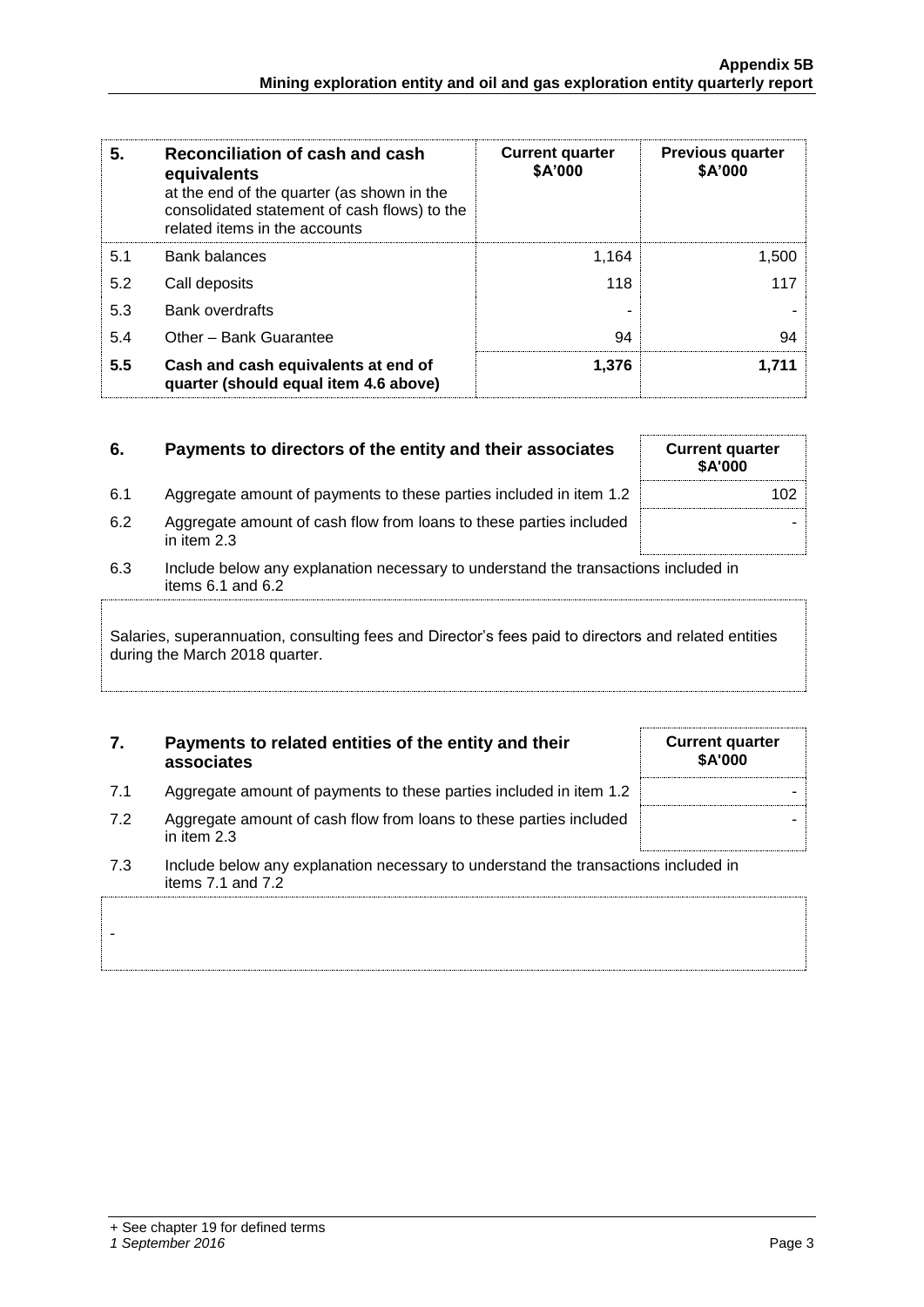| 5. | Reconciliation of cash and cash equivalents at the end of the quarter (as shown in the consolidated statement of cash flows) to the related items in the accounts | Current quarter $A'000 | Previous quarter $A'000 |
|---|---|---|---|
| 5.1 | Bank balances | 1,164 | 1,500 |
| 5.2 | Call deposits | 118 | 117 |
| 5.3 | Bank overdrafts | - | - |
| 5.4 | Other – Bank Guarantee | 94 | 94 |
| **5.5** | **Cash and cash equivalents at end of quarter (should equal item 4.6 above)** | **1,376** | **1,711** |

| 6. | Payments to directors of the entity and their associates | Current quarter $A'000 |
|---|---|---|
| 6.1 | Aggregate amount of payments to these parties included in item 1.2 | 102 |
| 6.2 | Aggregate amount of cash flow from loans to these parties included in item 2.3 | - |

6.3 Include below any explanation necessary to understand the transactions included in items 6.1 and 6.2

Salaries, superannuation, consulting fees and Director's fees paid to directors and related entities during the March 2018 quarter.

| 7. | Payments to related entities of the entity and their associates | Current quarter $A'000 |
|---|---|---|
| 7.1 | Aggregate amount of payments to these parties included in item 1.2 | - |
| 7.2 | Aggregate amount of cash flow from loans to these parties included in item 2.3 | - |

7.3 Include below any explanation necessary to understand the transactions included in items 7.1 and 7.2

-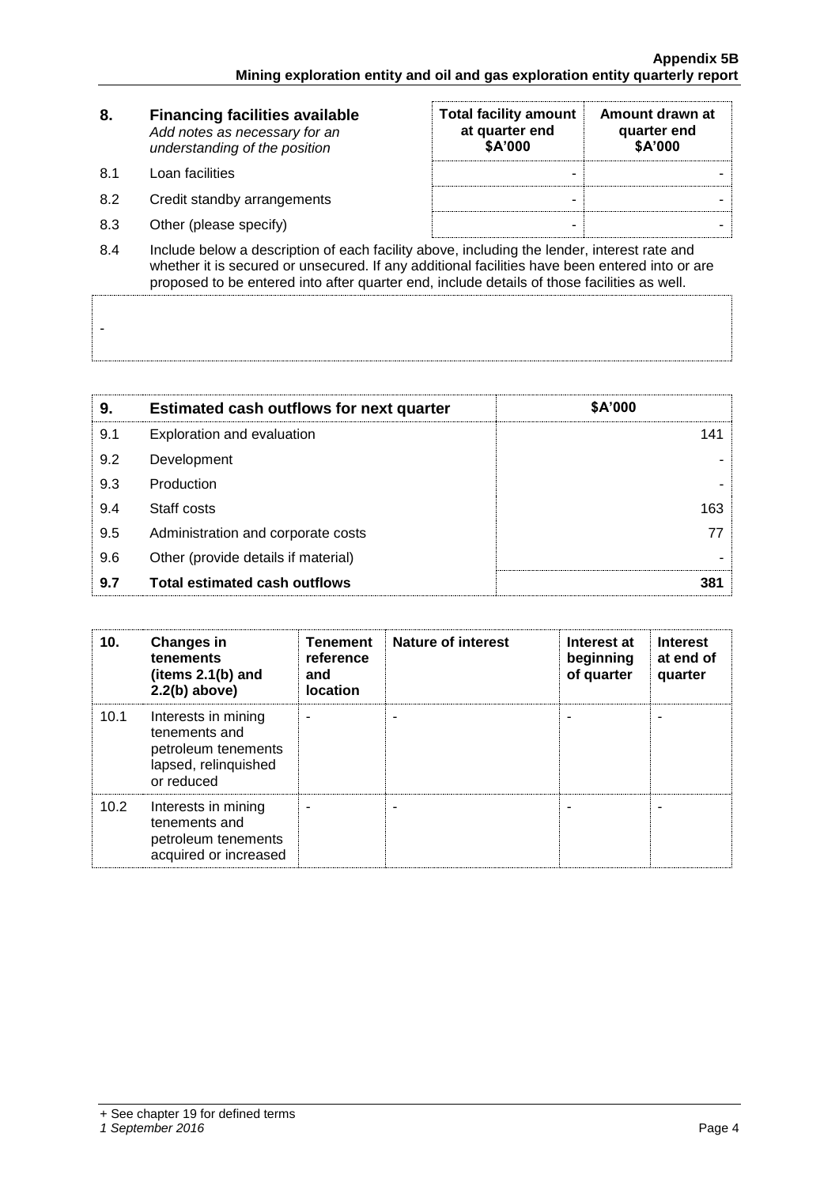| 8. | Financing facilities available<br>*Add notes as necessary for an understanding of the position* | Total facility amount at quarter end<br>$A'000 | Amount drawn at quarter end<br>$A'000 |
|---|---|---|---|
| 8.1 | Loan facilities | - | - |
| 8.2 | Credit standby arrangements | - | - |
| 8.3 | Other (please specify) | - | - |

8.4 Include below a description of each facility above, including the lender, interest rate and whether it is secured or unsecured. If any additional facilities have been entered into or are proposed to be entered into after quarter end, include details of those facilities as well.

-

| 9. | Estimated cash outflows for next quarter | $A'000 |
|---|---|---|
| 9.1 | Exploration and evaluation | 141 |
| 9.2 | Development | - |
| 9.3 | Production | - |
| 9.4 | Staff costs | 163 |
| 9.5 | Administration and corporate costs | 77 |
| 9.6 | Other (provide details if material) | - |
| **9.7** | **Total estimated cash outflows** | **381** |

| 10. | Changes in tenements (items 2.1(b) and 2.2(b) above) | Tenement reference and location | Nature of interest | Interest at beginning of quarter | Interest at end of quarter |
|---|---|---|---|---|---|
| 10.1 | Interests in mining tenements and petroleum tenements lapsed, relinquished or reduced | - | - | - | - |
| 10.2 | Interests in mining tenements and petroleum tenements acquired or increased | - | - | - | - |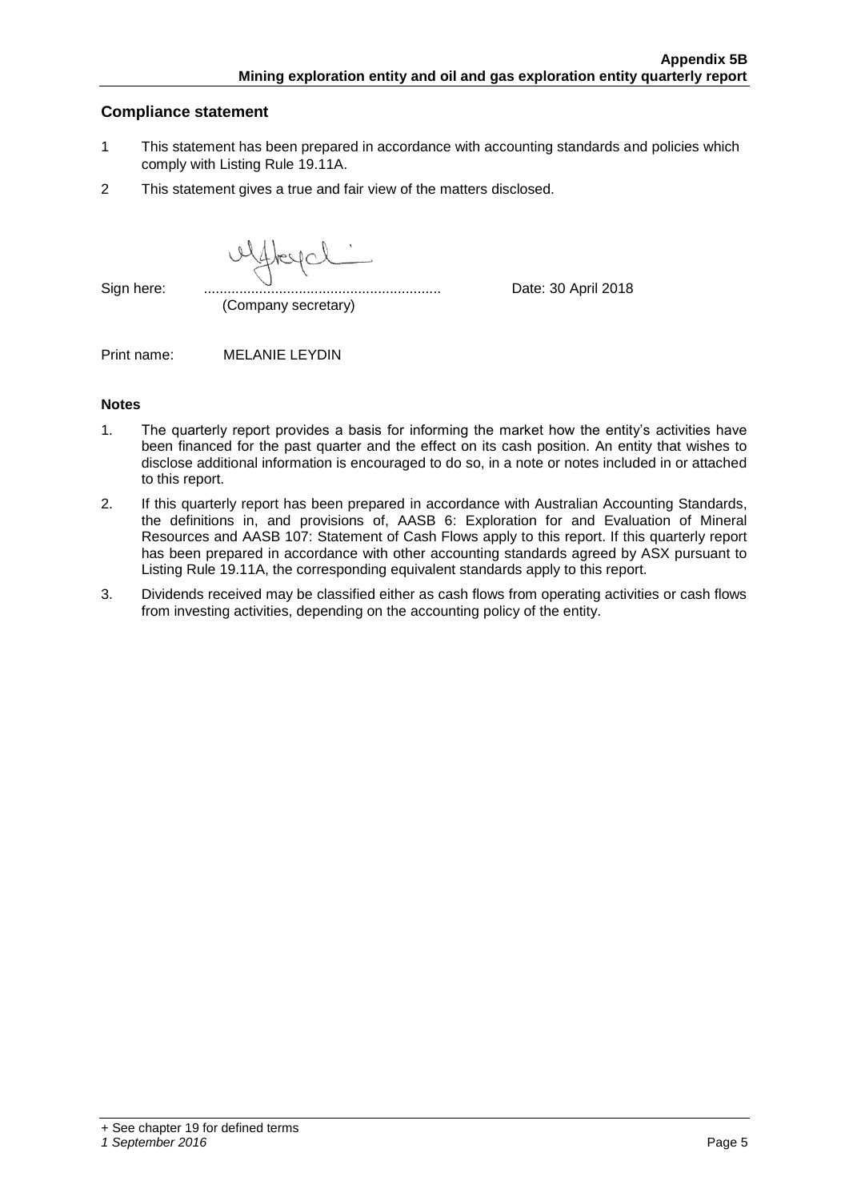## Compliance statement

1 This statement has been prepared in accordance with accounting standards and policies which comply with Listing Rule 19.11A.

2 This statement gives a true and fair view of the matters disclosed.

Sign here: ............................................................ Date: 30 April 2018
(Company secretary)

Print name: MELANIE LEYDIN

**Notes**

1. The quarterly report provides a basis for informing the market how the entity's activities have been financed for the past quarter and the effect on its cash position. An entity that wishes to disclose additional information is encouraged to do so, in a note or notes included in or attached to this report.

2. If this quarterly report has been prepared in accordance with Australian Accounting Standards, the definitions in, and provisions of, AASB 6: Exploration for and Evaluation of Mineral Resources and AASB 107: Statement of Cash Flows apply to this report. If this quarterly report has been prepared in accordance with other accounting standards agreed by ASX pursuant to Listing Rule 19.11A, the corresponding equivalent standards apply to this report.

3. Dividends received may be classified either as cash flows from operating activities or cash flows from investing activities, depending on the accounting policy of the entity.